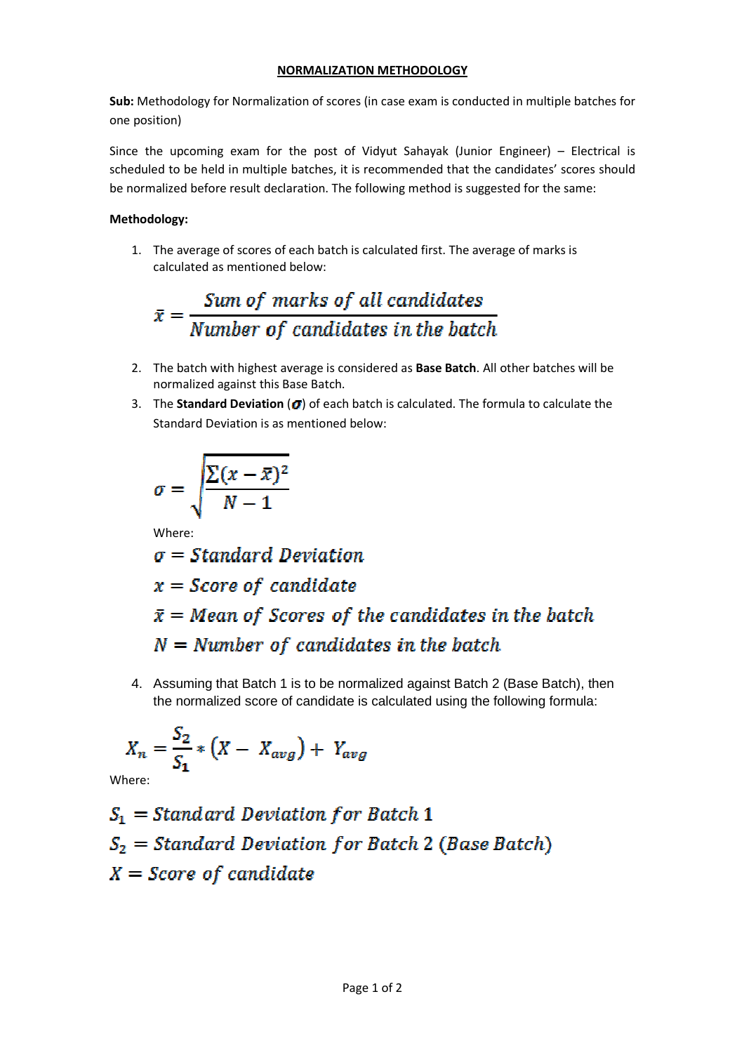# NORMALIZATION METHODOLOGY

**Sub:** Methodology for Normalization of scores (in case exam is conducted in multiple batches for one position)

Since the upcoming exam for the post of Vidyut Sahayak (Junior Engineer) – Electrical is scheduled to be held in multiple batches, it is recommended that the candidates' scores should be normalized before result declaration. The following method is suggested for the same:

**Methodology:**

1. The average of scores of each batch is calculated first. The average of marks is calculated as mentioned below:

$$\bar{x} = \frac{\text{Sum of marks of all candidates}}{\text{Number of candidates in the batch}}$$

2. The batch with highest average is considered as **Base Batch**. All other batches will be normalized against this Base Batch.
3. The **Standard Deviation** (**$\sigma$**) of each batch is calculated. The formula to calculate the Standard Deviation is as mentioned below:

$$\sigma = \sqrt{\frac{\sum(x - \bar{x})^2}{N - 1}}$$

Where:

$\sigma = \text{Standard Deviation}$

$x = \text{Score of candidate}$

$\bar{x} = \text{Mean of Scores of the candidates in the batch}$

$N = \text{Number of candidates in the batch}$

4. Assuming that Batch 1 is to be normalized against Batch 2 (Base Batch), then the normalized score of candidate is calculated using the following formula:

$$X_n = \frac{S_2}{S_1} * \left(X - X_{avg}\right) + Y_{avg}$$

Where:

$S_1 = \text{Standard Deviation for Batch 1}$

$S_2 = \text{Standard Deviation for Batch 2 (Base Batch)}$

$X = \text{Score of candidate}$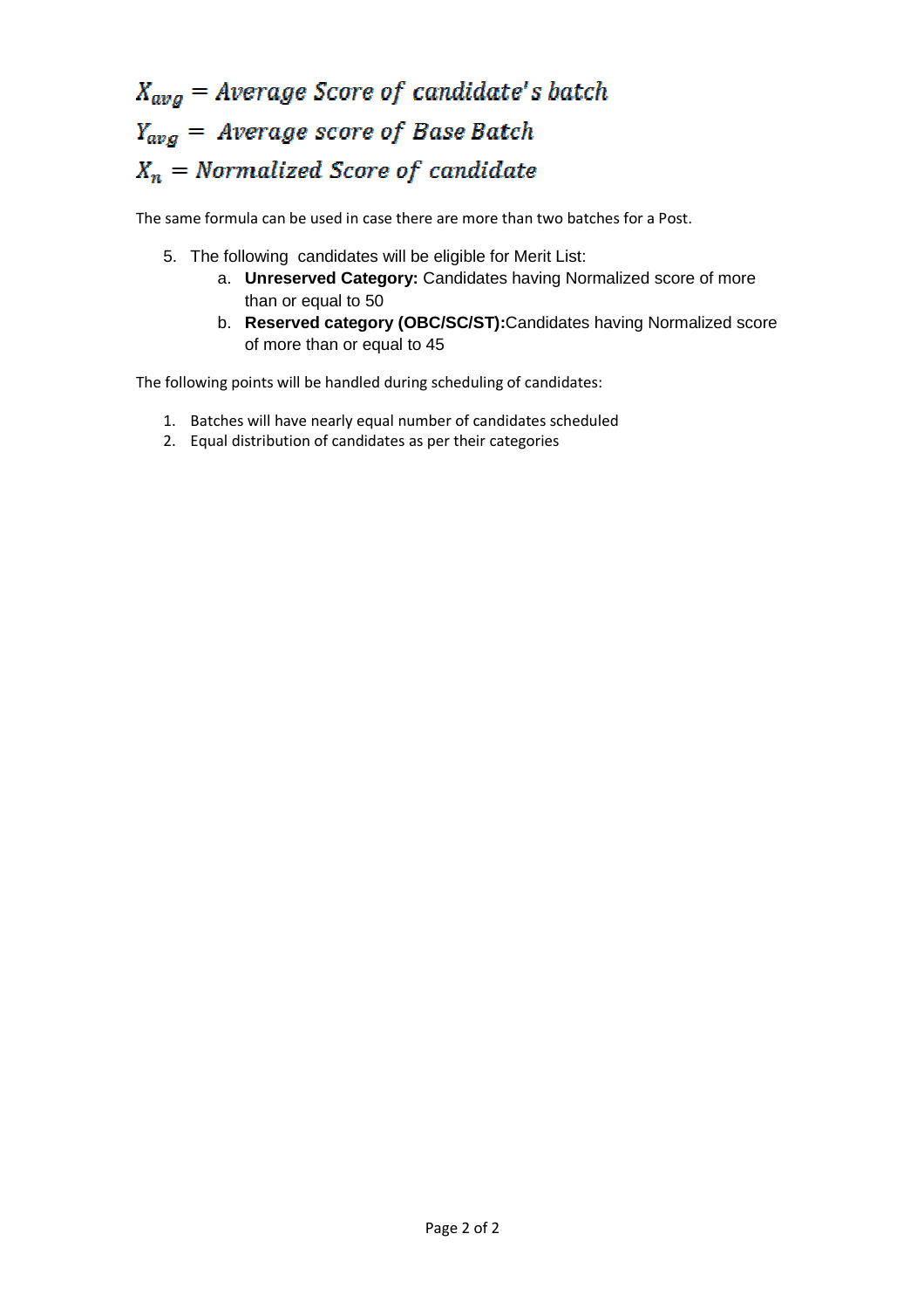$X_{avg} = Average\ Score\ of\ candidate's\ batch$

$Y_{avg} = Average\ score\ of\ Base\ Batch$

$X_n = Normalized\ Score\ of\ candidate$

The same formula can be used in case there are more than two batches for a Post.

5. The following candidates will be eligible for Merit List:
   a. **Unreserved Category:** Candidates having Normalized score of more than or equal to 50
   b. **Reserved category (OBC/SC/ST):**Candidates having Normalized score of more than or equal to 45

The following points will be handled during scheduling of candidates:

1. Batches will have nearly equal number of candidates scheduled
2. Equal distribution of candidates as per their categories